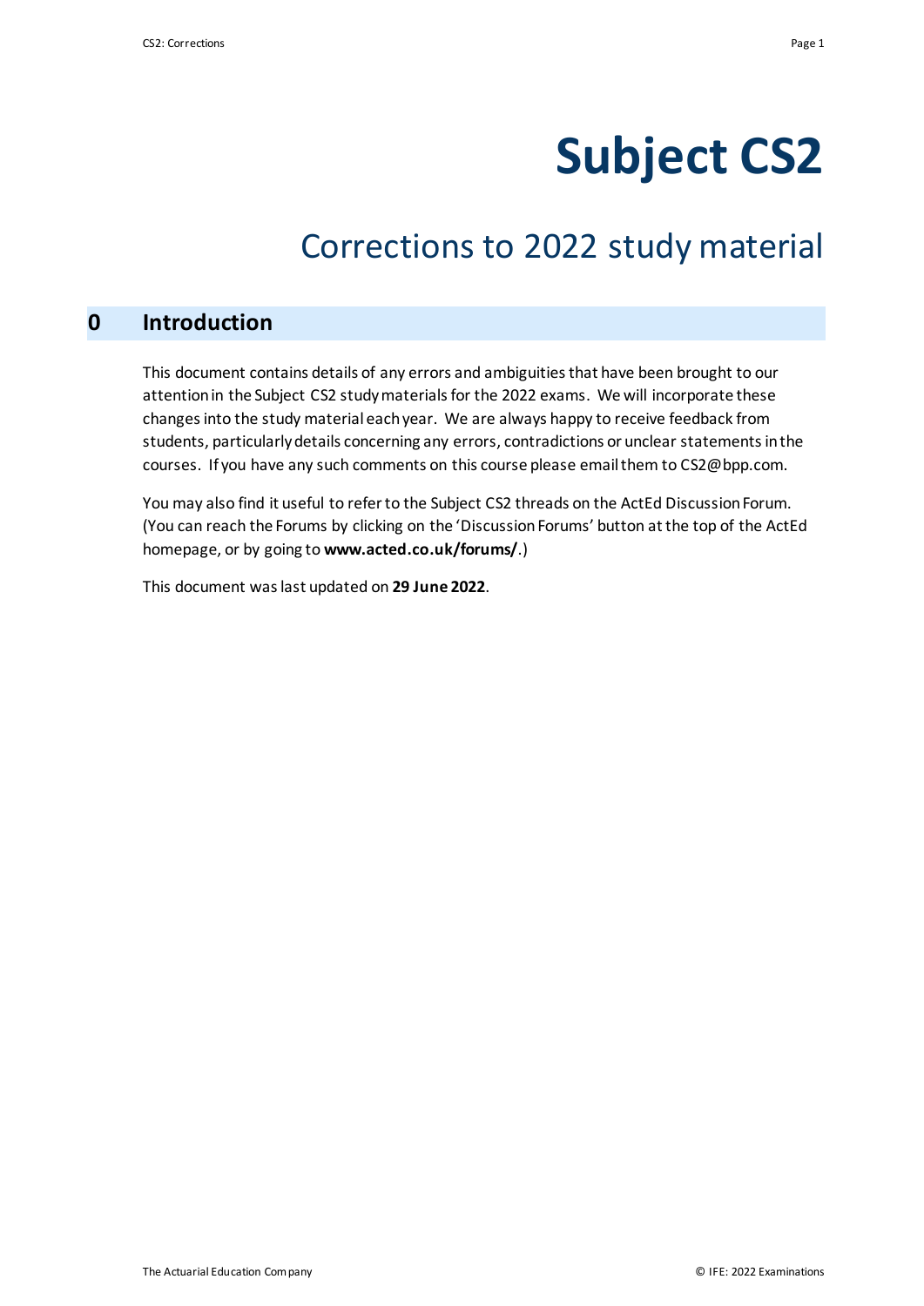# Subject CS2

## Corrections to 2022 study material

## 0 Introduction

This document contains details of any errors and ambiguities that have been brought to our attention in the Subject CS2 study materials for the 2022 exams. We will incorporate these changes into the study material each year. We are always happy to receive feedback from students, particularly details concerning any errors, contradictions or unclear statements in the courses. If you have any such comments on this course please email them to CS2@bpp.com.

You may also find it useful to refer to the Subject CS2 threads on the ActEd Discussion Forum. (You can reach the Forums by clicking on the 'Discussion Forums' button at the top of the ActEd homepage, or by going to **www.acted.co.uk/forums/**.)

This document was last updated on **29 June 2022**.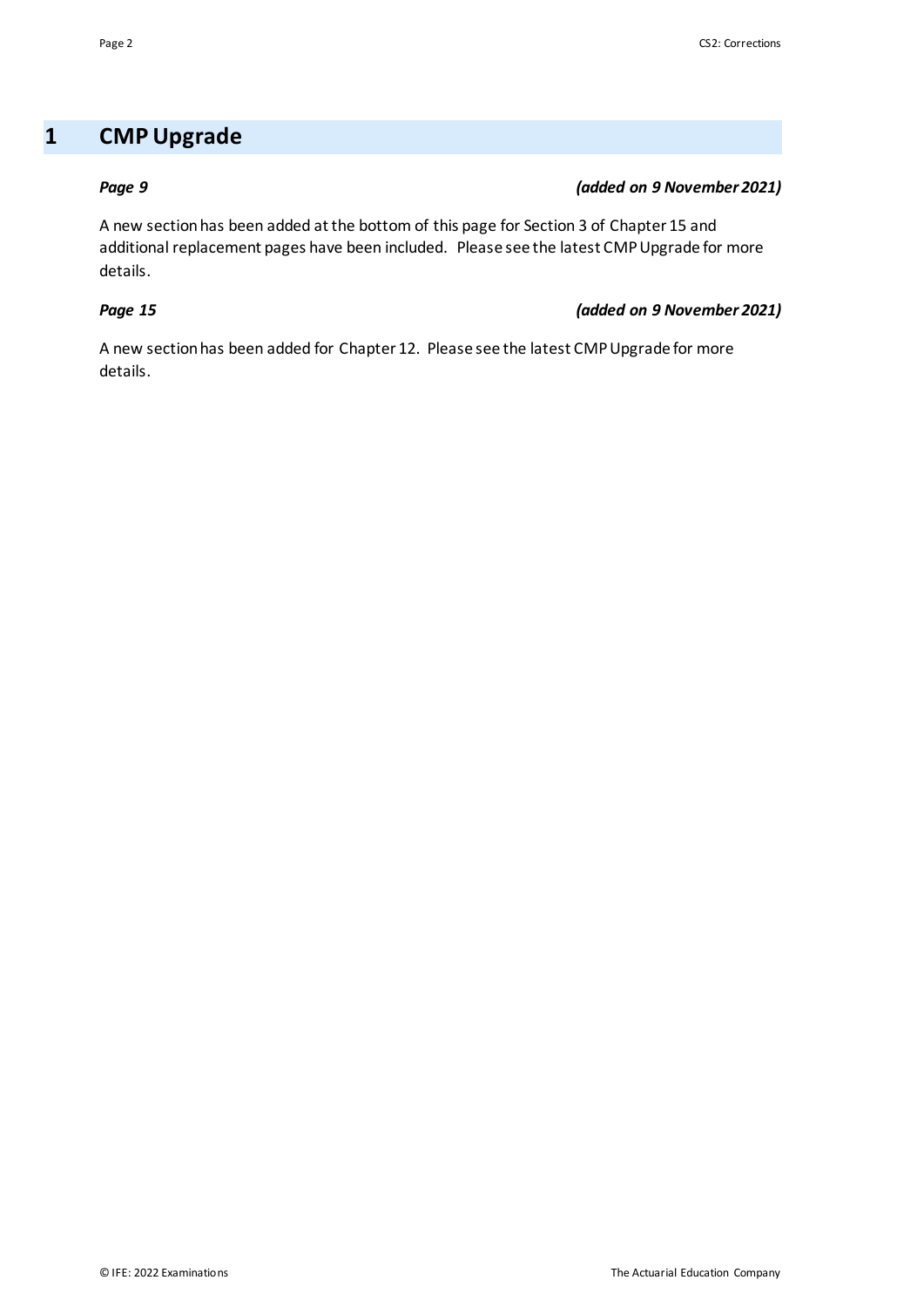# 1 CMP Upgrade

***Page 9*** ***(added on 9 November 2021)***

A new section has been added at the bottom of this page for Section 3 of Chapter 15 and additional replacement pages have been included. Please see the latest CMP Upgrade for more details.

***Page 15*** ***(added on 9 November 2021)***

A new section has been added for Chapter 12. Please see the latest CMP Upgrade for more details.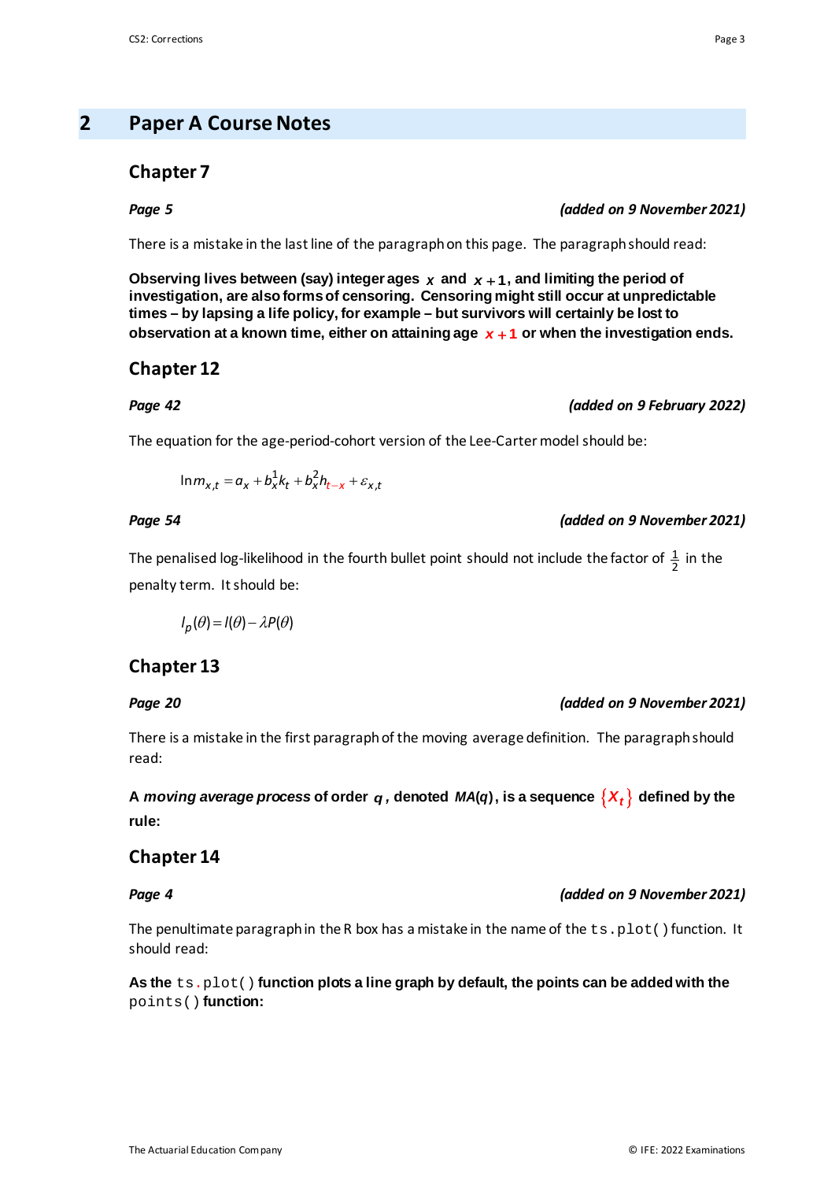## 2 Paper A Course Notes

### Chapter 7

***Page 5*** ***(added on 9 November 2021)***

There is a mistake in the last line of the paragraph on this page. The paragraph should read:

**Observing lives between (say) integer ages $x$ and $x+1$, and limiting the period of investigation, are also forms of censoring. Censoring might still occur at unpredictable times – by lapsing a life policy, for example – but survivors will certainly be lost to observation at a known time, either on attaining age $x+1$ or when the investigation ends.**

### Chapter 12

***Page 42*** ***(added on 9 February 2022)***

The equation for the age-period-cohort version of the Lee-Carter model should be:

$$\ln m_{x,t} = a_x + b_x^1 k_t + b_x^2 h_{t-x} + \varepsilon_{x,t}$$

***Page 54*** ***(added on 9 November 2021)***

The penalised log-likelihood in the fourth bullet point should not include the factor of $\frac{1}{2}$ in the penalty term. It should be:

$$l_p(\theta) = l(\theta) - \lambda P(\theta)$$

### Chapter 13

***Page 20*** ***(added on 9 November 2021)***

There is a mistake in the first paragraph of the moving average definition. The paragraph should read:

**A *moving average process* of order $q$, denoted *MA*($q$), is a sequence $\{X_t\}$ defined by the rule:**

### Chapter 14

***Page 4*** ***(added on 9 November 2021)***

The penultimate paragraph in the R box has a mistake in the name of the `ts.plot()` function. It should read:

**As the `ts.plot()` function plots a line graph by default, the points can be added with the `points()` function:**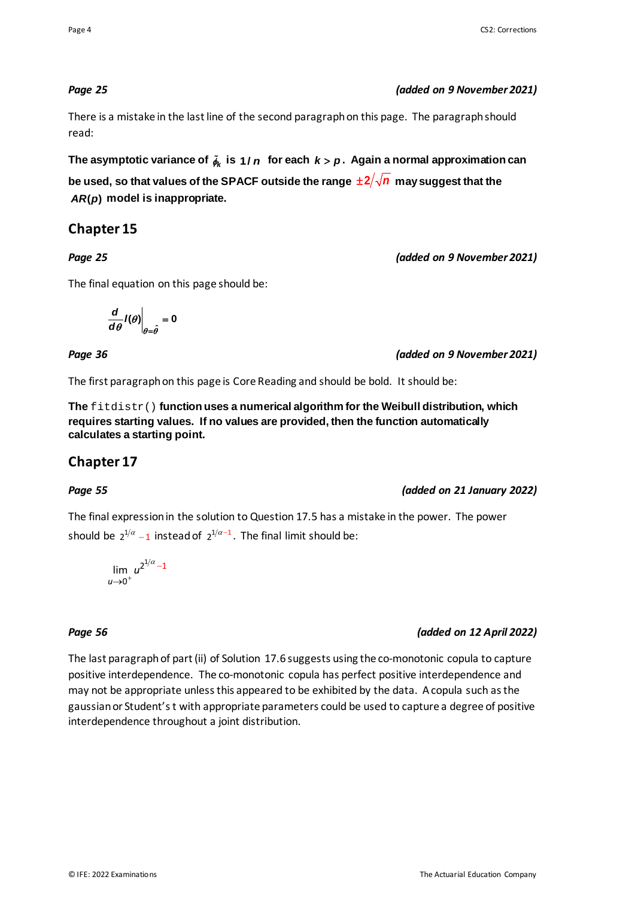*Page 25* *(added on 9 November 2021)*

There is a mistake in the last line of the second paragraph on this page. The paragraph should read:

**The asymptotic variance of $\tilde{\phi}_k$ is $1/n$ for each $k > p$. Again a normal approximation can be used, so that values of the SPACF outside the range $\pm 2/\sqrt{n}$ may suggest that the $AR(p)$ model is inappropriate.**

## Chapter 15

*Page 25* *(added on 9 November 2021)*

The final equation on this page should be:

$$\frac{d}{d\theta} l(\theta)\bigg|_{\theta=\hat{\theta}} = 0$$

*Page 36* *(added on 9 November 2021)*

The first paragraph on this page is Core Reading and should be bold. It should be:

**The `fitdistr()` function uses a numerical algorithm for the Weibull distribution, which requires starting values. If no values are provided, then the function automatically calculates a starting point.**

## Chapter 17

*Page 55* *(added on 21 January 2022)*

The final expression in the solution to Question 17.5 has a mistake in the power. The power should be $2^{1/\alpha} - 1$ instead of $2^{1/\alpha - 1}$. The final limit should be:

$$\lim_{u \to 0^+} u^{2^{1/\alpha} - 1}$$

*Page 56* *(added on 12 April 2022)*

The last paragraph of part (ii) of Solution 17.6 suggests using the co-monotonic copula to capture positive interdependence. The co-monotonic copula has perfect positive interdependence and may not be appropriate unless this appeared to be exhibited by the data. A copula such as the gaussian or Student's t with appropriate parameters could be used to capture a degree of positive interdependence throughout a joint distribution.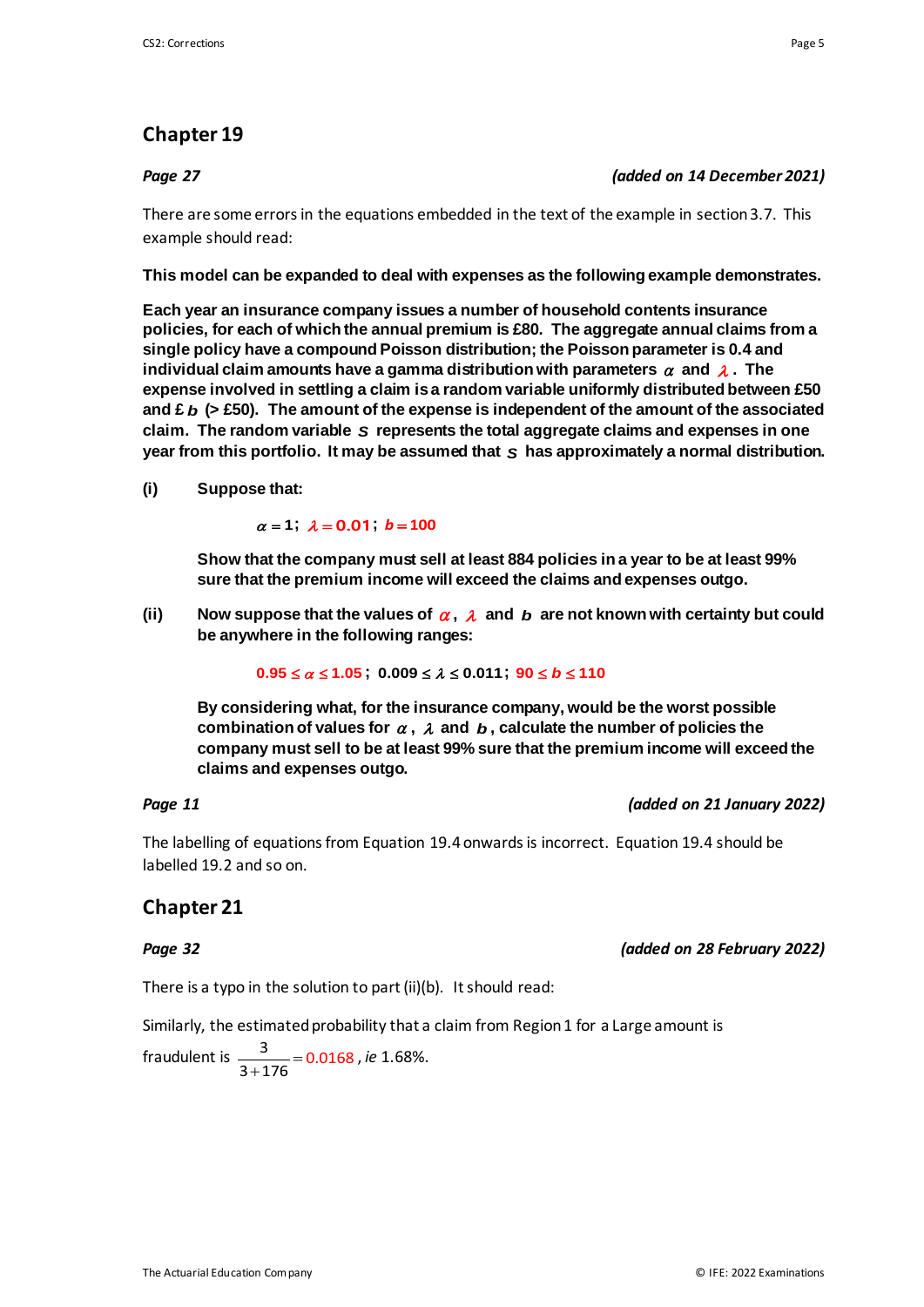## Chapter 19

*Page 27* *(added on 14 December 2021)*

There are some errors in the equations embedded in the text of the example in section 3.7. This example should read:

**This model can be expanded to deal with expenses as the following example demonstrates.**

**Each year an insurance company issues a number of household contents insurance policies, for each of which the annual premium is £80. The aggregate annual claims from a single policy have a compound Poisson distribution; the Poisson parameter is 0.4 and individual claim amounts have a gamma distribution with parameters $\alpha$ and $\lambda$. The expense involved in settling a claim is a random variable uniformly distributed between £50 and £ $b$ (> £50). The amount of the expense is independent of the amount of the associated claim. The random variable $S$ represents the total aggregate claims and expenses in one year from this portfolio. It may be assumed that $S$ has approximately a normal distribution.**

**(i)** **Suppose that:**

$$\alpha = 1; \ \lambda = 0.01; \ b = 100$$

**Show that the company must sell at least 884 policies in a year to be at least 99% sure that the premium income will exceed the claims and expenses outgo.**

**(ii)** **Now suppose that the values of $\alpha$, $\lambda$ and $b$ are not known with certainty but could be anywhere in the following ranges:**

$$0.95 \le \alpha \le 1.05; \ 0.009 \le \lambda \le 0.011; \ 90 \le b \le 110$$

**By considering what, for the insurance company, would be the worst possible combination of values for $\alpha$, $\lambda$ and $b$, calculate the number of policies the company must sell to be at least 99% sure that the premium income will exceed the claims and expenses outgo.**

*Page 11* *(added on 21 January 2022)*

The labelling of equations from Equation 19.4 onwards is incorrect. Equation 19.4 should be labelled 19.2 and so on.

## Chapter 21

*Page 32* *(added on 28 February 2022)*

There is a typo in the solution to part (ii)(b). It should read:

Similarly, the estimated probability that a claim from Region 1 for a Large amount is fraudulent is $\dfrac{3}{3+176} = 0.0168$, *ie* 1.68%.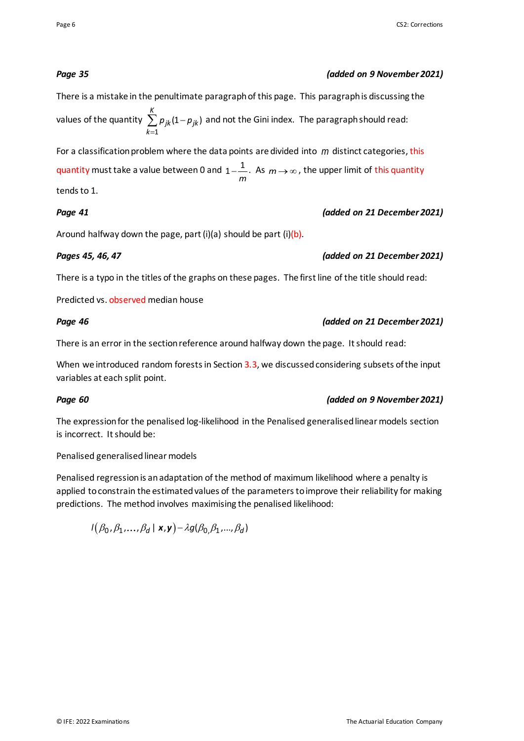***Page 35*** ***(added on 9 November 2021)***

There is a mistake in the penultimate paragraph of this page. This paragraph is discussing the values of the quantity $\sum_{k=1}^{K} p_{jk}(1-p_{jk})$ and not the Gini index. The paragraph should read:

For a classification problem where the data points are divided into $m$ distinct categories, this quantity must take a value between 0 and $1-\frac{1}{m}$. As $m \to \infty$, the upper limit of this quantity tends to 1.

***Page 41*** ***(added on 21 December 2021)***

Around halfway down the page, part (i)(a) should be part (i)(b).

***Pages 45, 46, 47*** ***(added on 21 December 2021)***

There is a typo in the titles of the graphs on these pages. The first line of the title should read:

Predicted vs. observed median house

***Page 46*** ***(added on 21 December 2021)***

There is an error in the section reference around halfway down the page. It should read:

When we introduced random forests in Section 3.3, we discussed considering subsets of the input variables at each split point.

***Page 60*** ***(added on 9 November 2021)***

The expression for the penalised log-likelihood in the Penalised generalised linear models section is incorrect. It should be:

Penalised generalised linear models

Penalised regression is an adaptation of the method of maximum likelihood where a penalty is applied to constrain the estimated values of the parameters to improve their reliability for making predictions. The method involves maximising the penalised likelihood:

$$l(\beta_0, \beta_1, \ldots, \beta_d \mid \boldsymbol{x}, \boldsymbol{y}) - \lambda g(\beta_0, \beta_1, \ldots, \beta_d)$$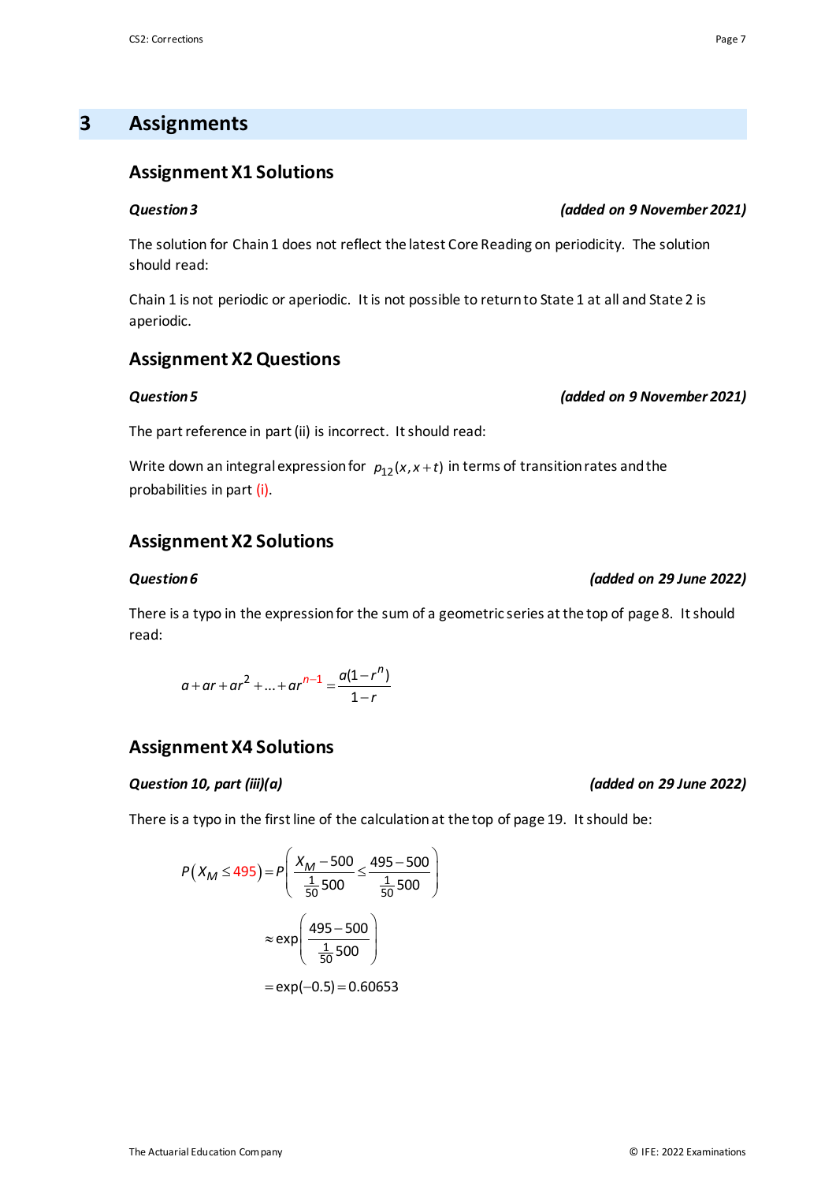# 3 Assignments

## Assignment X1 Solutions

***Question 3*** ***(added on 9 November 2021)***

The solution for Chain 1 does not reflect the latest Core Reading on periodicity. The solution should read:

Chain 1 is not periodic or aperiodic. It is not possible to return to State 1 at all and State 2 is aperiodic.

## Assignment X2 Questions

***Question 5*** ***(added on 9 November 2021)***

The part reference in part (ii) is incorrect. It should read:

Write down an integral expression for $p_{12}(x, x+t)$ in terms of transition rates and the probabilities in part (i).

## Assignment X2 Solutions

***Question 6*** ***(added on 29 June 2022)***

There is a typo in the expression for the sum of a geometric series at the top of page 8. It should read:

$$a + ar + ar^2 + \ldots + ar^{n-1} = \frac{a(1-r^n)}{1-r}$$

## Assignment X4 Solutions

***Question 10, part (iii)(a)*** ***(added on 29 June 2022)***

There is a typo in the first line of the calculation at the top of page 19. It should be:

$$P\left(X_M \le 495\right) = P\left(\frac{X_M - 500}{\frac{1}{50}500} \le \frac{495 - 500}{\frac{1}{50}500}\right)$$

$$\approx \exp\left(\frac{495 - 500}{\frac{1}{50}500}\right)$$

$$= \exp(-0.5) = 0.60653$$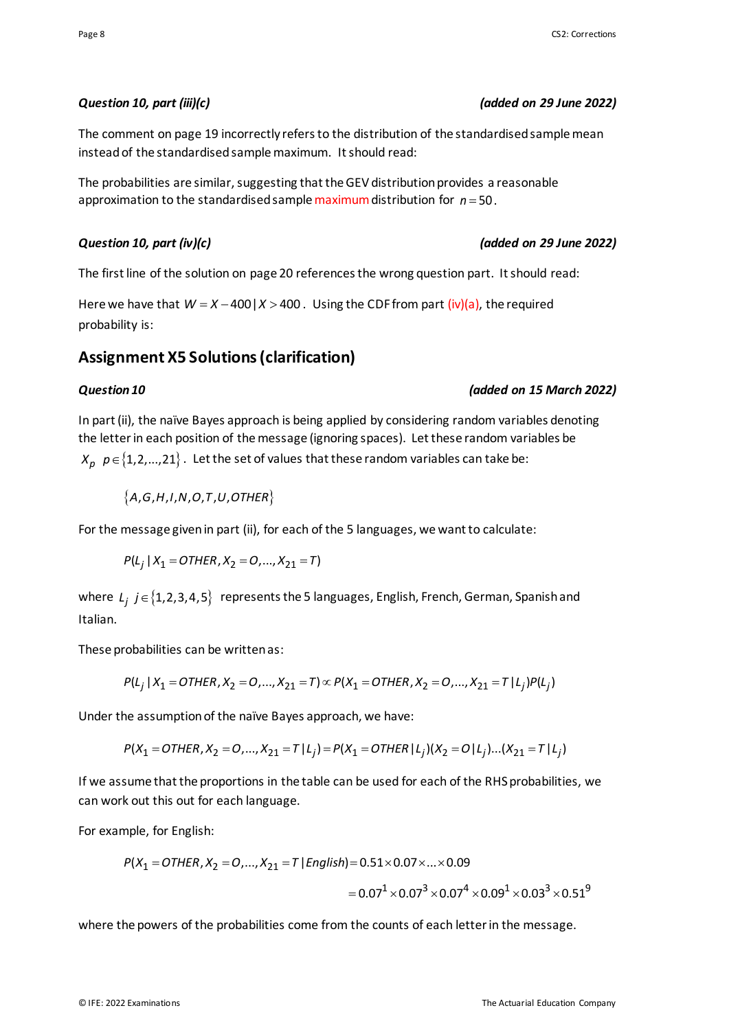### *Question 10, part (iii)(c)* *(added on 29 June 2022)*

The comment on page 19 incorrectly refers to the distribution of the standardised sample mean instead of the standardised sample maximum. It should read:

The probabilities are similar, suggesting that the GEV distribution provides a reasonable approximation to the standardised sample maximum distribution for $n = 50$.

### *Question 10, part (iv)(c)* *(added on 29 June 2022)*

The first line of the solution on page 20 references the wrong question part. It should read:

Here we have that $W = X - 400 \mid X > 400$. Using the CDF from part (iv)(a), the required probability is:

## Assignment X5 Solutions (clarification)

### *Question 10* *(added on 15 March 2022)*

In part (ii), the naïve Bayes approach is being applied by considering random variables denoting the letter in each position of the message (ignoring spaces). Let these random variables be $X_p \;\; p \in \{1,2,...,21\}$. Let the set of values that these random variables can take be:

$$\{A, G, H, I, N, O, T, U, OTHER\}$$

For the message given in part (ii), for each of the 5 languages, we want to calculate:

$$P(L_j \mid X_1 = OTHER, X_2 = O, ..., X_{21} = T)$$

where $L_j \;\; j \in \{1,2,3,4,5\}$ represents the 5 languages, English, French, German, Spanish and Italian.

These probabilities can be written as:

$$P(L_j \mid X_1 = OTHER, X_2 = O, ..., X_{21} = T) \propto P(X_1 = OTHER, X_2 = O, ..., X_{21} = T \mid L_j) P(L_j)$$

Under the assumption of the naïve Bayes approach, we have:

$$P(X_1 = OTHER, X_2 = O, ..., X_{21} = T \mid L_j) = P(X_1 = OTHER \mid L_j)(X_2 = O \mid L_j)...(X_{21} = T \mid L_j)$$

If we assume that the proportions in the table can be used for each of the RHS probabilities, we can work out this out for each language.

For example, for English:

$$P(X_1 = OTHER, X_2 = O, ..., X_{21} = T \mid English) = 0.51 \times 0.07 \times ... \times 0.09$$

$$= 0.07^1 \times 0.07^3 \times 0.07^4 \times 0.09^1 \times 0.03^3 \times 0.51^9$$

where the powers of the probabilities come from the counts of each letter in the message.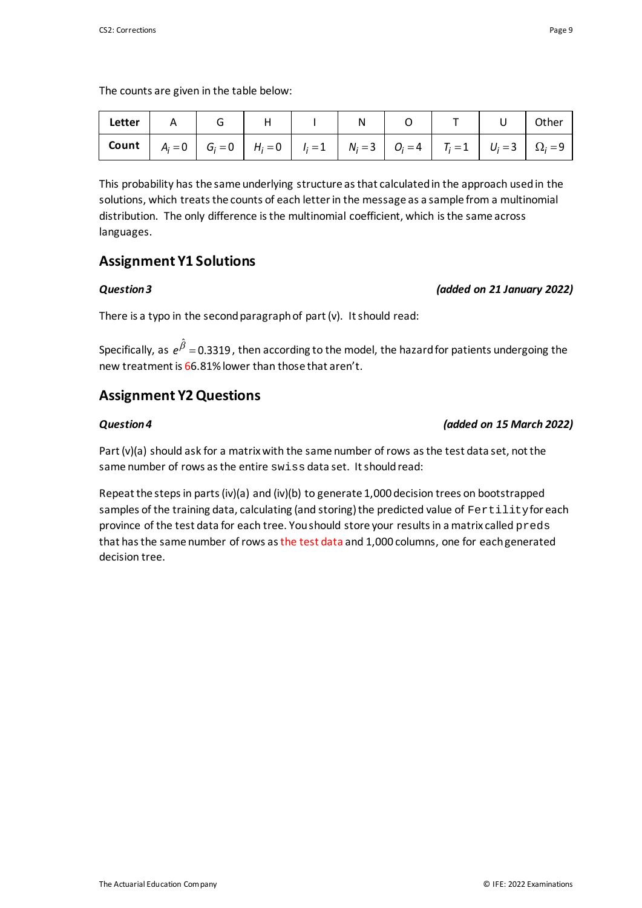The counts are given in the table below:

| Letter | A | G | H | I | N | O | T | U | Other |
|---|---|---|---|---|---|---|---|---|---|
| Count | $A_i = 0$ | $G_i = 0$ | $H_i = 0$ | $I_i = 1$ | $N_i = 3$ | $O_i = 4$ | $T_i = 1$ | $U_i = 3$ | $\Omega_i = 9$ |

This probability has the same underlying structure as that calculated in the approach used in the solutions, which treats the counts of each letter in the message as a sample from a multinomial distribution. The only difference is the multinomial coefficient, which is the same across languages.

## Assignment Y1 Solutions

***Question 3*** ***(added on 21 January 2022)***

There is a typo in the second paragraph of part (v). It should read:

Specifically, as $e^{\hat{\beta}} = 0.3319$, then according to the model, the hazard for patients undergoing the new treatment is 66.81% lower than those that aren't.

## Assignment Y2 Questions

***Question 4*** ***(added on 15 March 2022)***

Part (v)(a) should ask for a matrix with the same number of rows as the test data set, not the same number of rows as the entire `swiss` data set. It should read:

Repeat the steps in parts (iv)(a) and (iv)(b) to generate 1,000 decision trees on bootstrapped samples of the training data, calculating (and storing) the predicted value of `Fertility` for each province of the test data for each tree. You should store your results in a matrix called `preds` that has the same number of rows as the test data and 1,000 columns, one for each generated decision tree.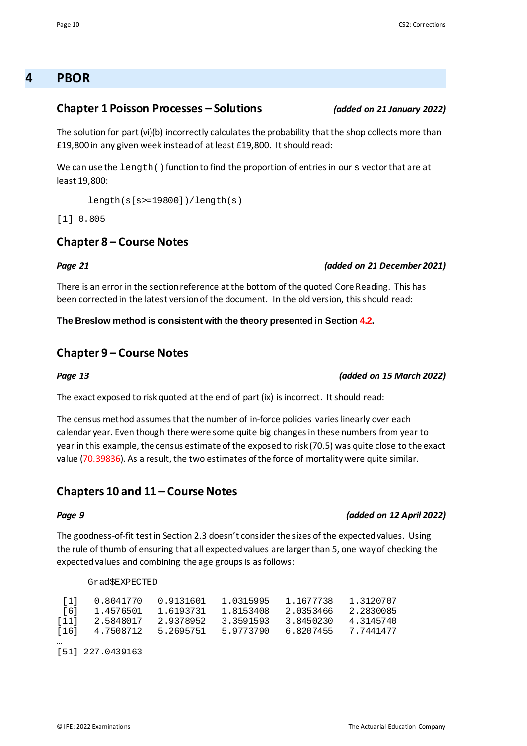# 4 PBOR

## Chapter 1 Poisson Processes – Solutions *(added on 21 January 2022)*

The solution for part (vi)(b) incorrectly calculates the probability that the shop collects more than £19,800 in any given week instead of at least £19,800. It should read:

We can use the `length()` function to find the proportion of entries in our s vector that are at least 19,800:

```
length(s[s>=19800])/length(s)
```

```
[1] 0.805
```

## Chapter 8 – Course Notes

### *Page 21* *(added on 21 December 2021)*

There is an error in the section reference at the bottom of the quoted Core Reading. This has been corrected in the latest version of the document. In the old version, this should read:

**The Breslow method is consistent with the theory presented in Section 4.2.**

## Chapter 9 – Course Notes

### *Page 13* *(added on 15 March 2022)*

The exact exposed to risk quoted at the end of part (ix) is incorrect. It should read:

The census method assumes that the number of in-force policies varies linearly over each calendar year. Even though there were some quite big changes in these numbers from year to year in this example, the census estimate of the exposed to risk (70.5) was quite close to the exact value (70.39836). As a result, the two estimates of the force of mortality were quite similar.

## Chapters 10 and 11 – Course Notes

### *Page 9* *(added on 12 April 2022)*

The goodness-of-fit test in Section 2.3 doesn't consider the sizes of the expected values. Using the rule of thumb of ensuring that all expected values are larger than 5, one way of checking the expected values and combining the age groups is as follows:

```
Grad$EXPECTED
```

```
 [1]   0.8041770   0.9131601   1.0315995   1.1677738   1.3120707
 [6]   1.4576501   1.6193731   1.8153408   2.0353466   2.2830085
[11]   2.5848017   2.9378952   3.3591593   3.8450230   4.3145740
[16]   4.7508712   5.2695751   5.9773790   6.8207455   7.7441477
…
[51] 227.0439163
```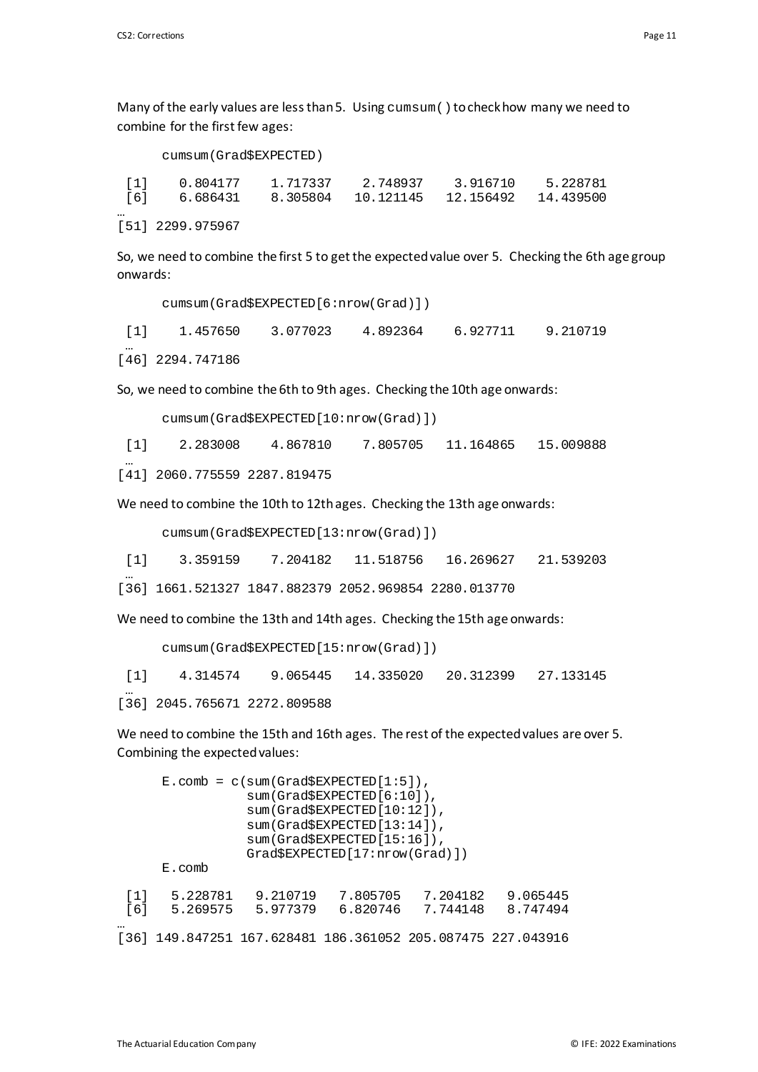Many of the early values are less than 5. Using `cumsum()` to check how many we need to combine for the first few ages:

```
cumsum(Grad$EXPECTED)
```

```
 [1]    0.804177    1.717337    2.748937    3.916710    5.228781
 [6]    6.686431    8.305804   10.121145   12.156492   14.439500
…
[51] 2299.975967
```

So, we need to combine the first 5 to get the expected value over 5. Checking the 6th age group onwards:

```
cumsum(Grad$EXPECTED[6:nrow(Grad)])
```

```
 [1]    1.457650    3.077023    4.892364    6.927711    9.210719
 …
[46] 2294.747186
```

So, we need to combine the 6th to 9th ages. Checking the 10th age onwards:

```
cumsum(Grad$EXPECTED[10:nrow(Grad)])
```

```
 [1]    2.283008    4.867810    7.805705   11.164865   15.009888
 …
[41] 2060.775559 2287.819475
```

We need to combine the 10th to 12th ages. Checking the 13th age onwards:

```
cumsum(Grad$EXPECTED[13:nrow(Grad)])
```

```
 [1]    3.359159    7.204182   11.518756   16.269627   21.539203
 …
[36] 1661.521327 1847.882379 2052.969854 2280.013770
```

We need to combine the 13th and 14th ages. Checking the 15th age onwards:

```
cumsum(Grad$EXPECTED[15:nrow(Grad)])
```

```
 [1]    4.314574    9.065445   14.335020   20.312399   27.133145
 …
[36] 2045.765671 2272.809588
```

We need to combine the 15th and 16th ages. The rest of the expected values are over 5. Combining the expected values:

```
E.comb = c(sum(Grad$EXPECTED[1:5]),
           sum(Grad$EXPECTED[6:10]),
           sum(Grad$EXPECTED[10:12]),
           sum(Grad$EXPECTED[13:14]),
           sum(Grad$EXPECTED[15:16]),
           Grad$EXPECTED[17:nrow(Grad)])
E.comb
```

```
 [1]   5.228781   9.210719   7.805705   7.204182   9.065445
 [6]   5.269575   5.977379   6.820746   7.744148   8.747494
…
[36] 149.847251 167.628481 186.361052 205.087475 227.043916
```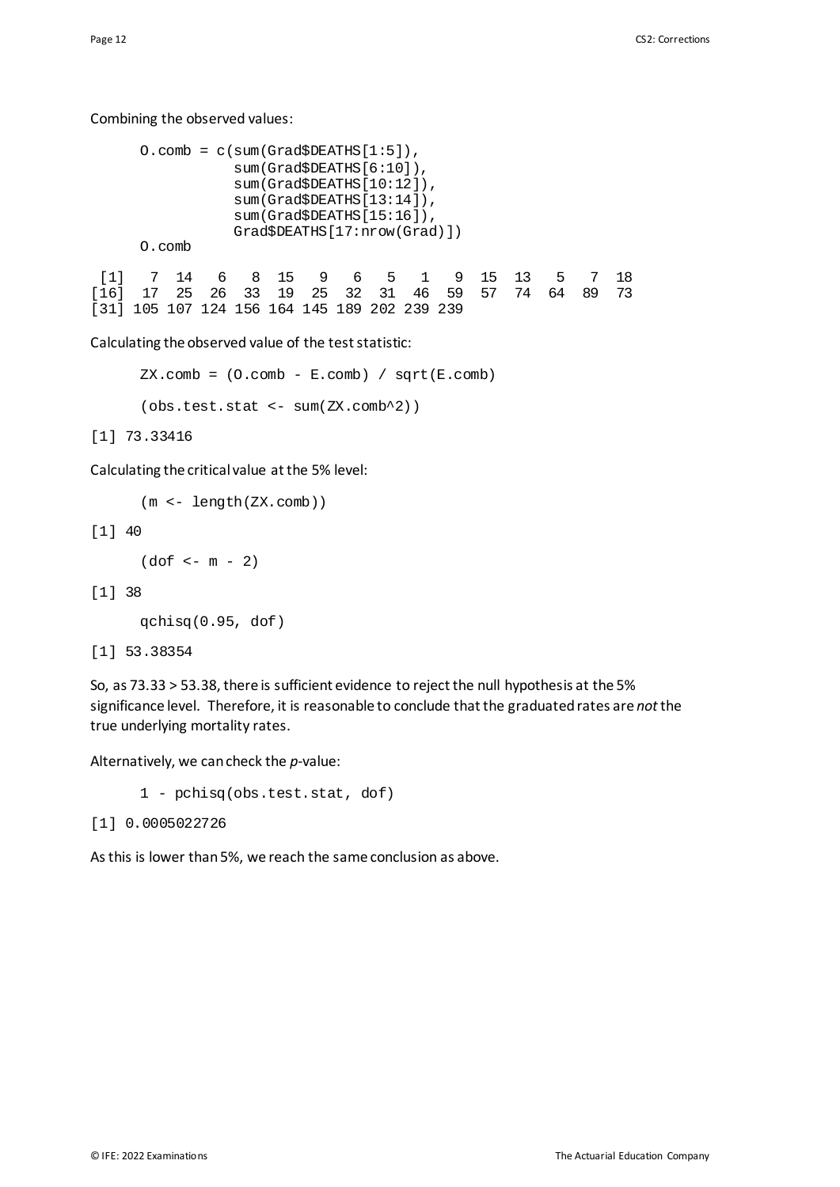Combining the observed values:

```
O.comb = c(sum(Grad$DEATHS[1:5]),
           sum(Grad$DEATHS[6:10]),
           sum(Grad$DEATHS[10:12]),
           sum(Grad$DEATHS[13:14]),
           sum(Grad$DEATHS[15:16]),
           Grad$DEATHS[17:nrow(Grad)])
O.comb
```

```
 [1]   7  14   6   8  15   9   6   5   1   9  15  13   5   7  18
[16]  17  25  26  33  19  25  32  31  46  59  57  74  64  89  73
[31] 105 107 124 156 164 145 189 202 239 239
```

Calculating the observed value of the test statistic:

```
ZX.comb = (O.comb - E.comb) / sqrt(E.comb)

(obs.test.stat <- sum(ZX.comb^2))
```

```
[1] 73.33416
```

Calculating the critical value at the 5% level:

```
(m <- length(ZX.comb))
```

```
[1] 40
```

```
(dof <- m - 2)
```

```
[1] 38
```

```
qchisq(0.95, dof)
```

```
[1] 53.38354
```

So, as $73.33 > 53.38$, there is sufficient evidence to reject the null hypothesis at the 5% significance level. Therefore, it is reasonable to conclude that the graduated rates are *not* the true underlying mortality rates.

Alternatively, we can check the *p*-value:

```
1 - pchisq(obs.test.stat, dof)
```

```
[1] 0.0005022726
```

As this is lower than 5%, we reach the same conclusion as above.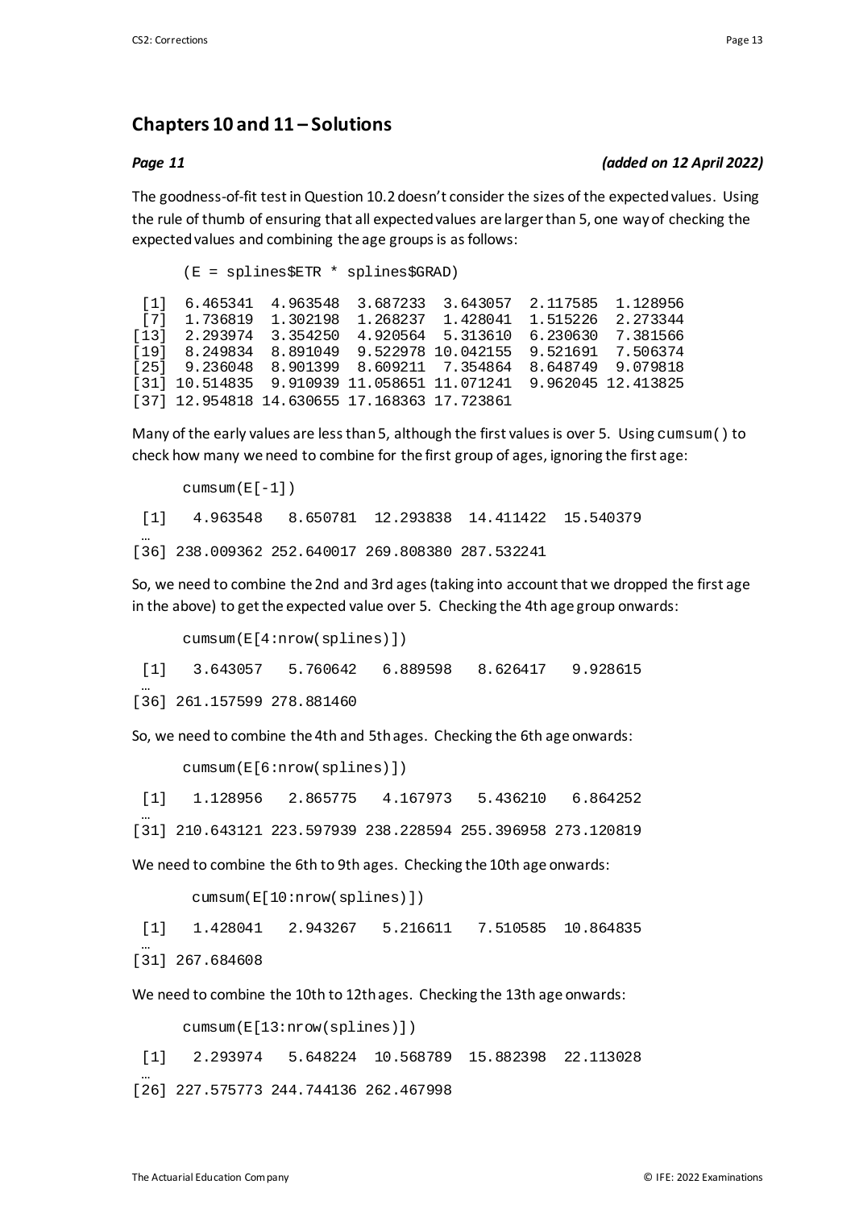## Chapters 10 and 11 – Solutions

***Page 11*** ***(added on 12 April 2022)***

The goodness-of-fit test in Question 10.2 doesn't consider the sizes of the expected values. Using the rule of thumb of ensuring that all expected values are larger than 5, one way of checking the expected values and combining the age groups is as follows:

```
(E = splines$ETR * splines$GRAD)
```

```
 [1]  6.465341  4.963548  3.687233  3.643057  2.117585  1.128956
 [7]  1.736819  1.302198  1.268237  1.428041  1.515226  2.273344
[13]  2.293974  3.354250  4.920564  5.313610  6.230630  7.381566
[19]  8.249834  8.891049  9.522978 10.042155  9.521691  7.506374
[25]  9.236048  8.901399  8.609211  7.354864  8.648749  9.079818
[31] 10.514835  9.910939 11.058651 11.071241  9.962045 12.413825
[37] 12.954818 14.630655 17.168363 17.723861
```

Many of the early values are less than 5, although the first values is over 5. Using `cumsum()` to check how many we need to combine for the first group of ages, ignoring the first age:

```
cumsum(E[-1])
```

```
 [1]   4.963548   8.650781  12.293838  14.411422  15.540379
 …
[36] 238.009362 252.640017 269.808380 287.532241
```

So, we need to combine the 2nd and 3rd ages (taking into account that we dropped the first age in the above) to get the expected value over 5. Checking the 4th age group onwards:

```
cumsum(E[4:nrow(splines)])
```

```
 [1]   3.643057   5.760642   6.889598   8.626417   9.928615
 …
[36] 261.157599 278.881460
```

So, we need to combine the 4th and 5th ages. Checking the 6th age onwards:

```
cumsum(E[6:nrow(splines)])
```

```
 [1]   1.128956   2.865775   4.167973   5.436210   6.864252
 …
[31] 210.643121 223.597939 238.228594 255.396958 273.120819
```

We need to combine the 6th to 9th ages. Checking the 10th age onwards:

```
cumsum(E[10:nrow(splines)])
```

```
 [1]   1.428041   2.943267   5.216611   7.510585  10.864835
 …
[31] 267.684608
```

We need to combine the 10th to 12th ages. Checking the 13th age onwards:

```
cumsum(E[13:nrow(splines)])
```

```
 [1]   2.293974   5.648224  10.568789  15.882398  22.113028
 …
[26] 227.575773 244.744136 262.467998
```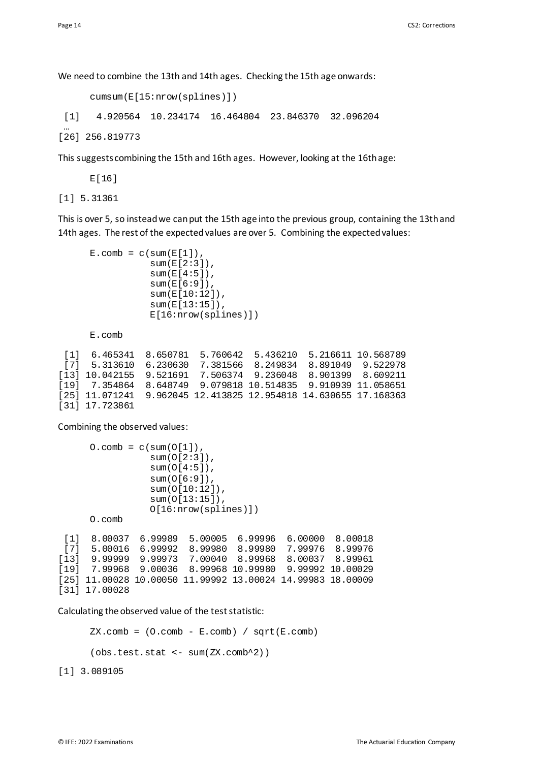We need to combine the 13th and 14th ages. Checking the 15th age onwards:

```
cumsum(E[15:nrow(splines)])
```

```
 [1]   4.920564  10.234174  16.464804  23.846370  32.096204
 …
[26] 256.819773
```

This suggests combining the 15th and 16th ages. However, looking at the 16th age:

```
E[16]
```

```
[1] 5.31361
```

This is over 5, so instead we can put the 15th age into the previous group, containing the 13th and 14th ages. The rest of the expected values are over 5. Combining the expected values:

```
E.comb = c(sum(E[1]),
           sum(E[2:3]),
           sum(E[4:5]),
           sum(E[6:9]),
           sum(E[10:12]),
           sum(E[13:15]),
           E[16:nrow(splines)])

E.comb
```

```
 [1]  6.465341  8.650781  5.760642  5.436210  5.216611 10.568789
 [7]  5.313610  6.230630  7.381566  8.249834  8.891049  9.522978
[13] 10.042155  9.521691  7.506374  9.236048  8.901399  8.609211
[19]  7.354864  8.648749  9.079818 10.514835  9.910939 11.058651
[25] 11.071241  9.962045 12.413825 12.954818 14.630655 17.168363
[31] 17.723861
```

Combining the observed values:

```
O.comb = c(sum(O[1]),
           sum(O[2:3]),
           sum(O[4:5]),
           sum(O[6:9]),
           sum(O[10:12]),
           sum(O[13:15]),
           O[16:nrow(splines)])
O.comb
```

```
 [1]  8.00037  6.99989  5.00005  6.99996  6.00000  8.00018
 [7]  5.00016  6.99992  8.99980  8.99980  7.99976  8.99976
[13]  9.99999  9.99973  7.00040  8.99968  8.00037  8.99961
[19]  7.99968  9.00036  8.99968 10.99980  9.99992 10.00029
[25] 11.00028 10.00050 11.99992 13.00024 14.99983 18.00009
[31] 17.00028
```

Calculating the observed value of the test statistic:

```
ZX.comb = (O.comb - E.comb) / sqrt(E.comb)

(obs.test.stat <- sum(ZX.comb^2))
```

```
[1] 3.089105
```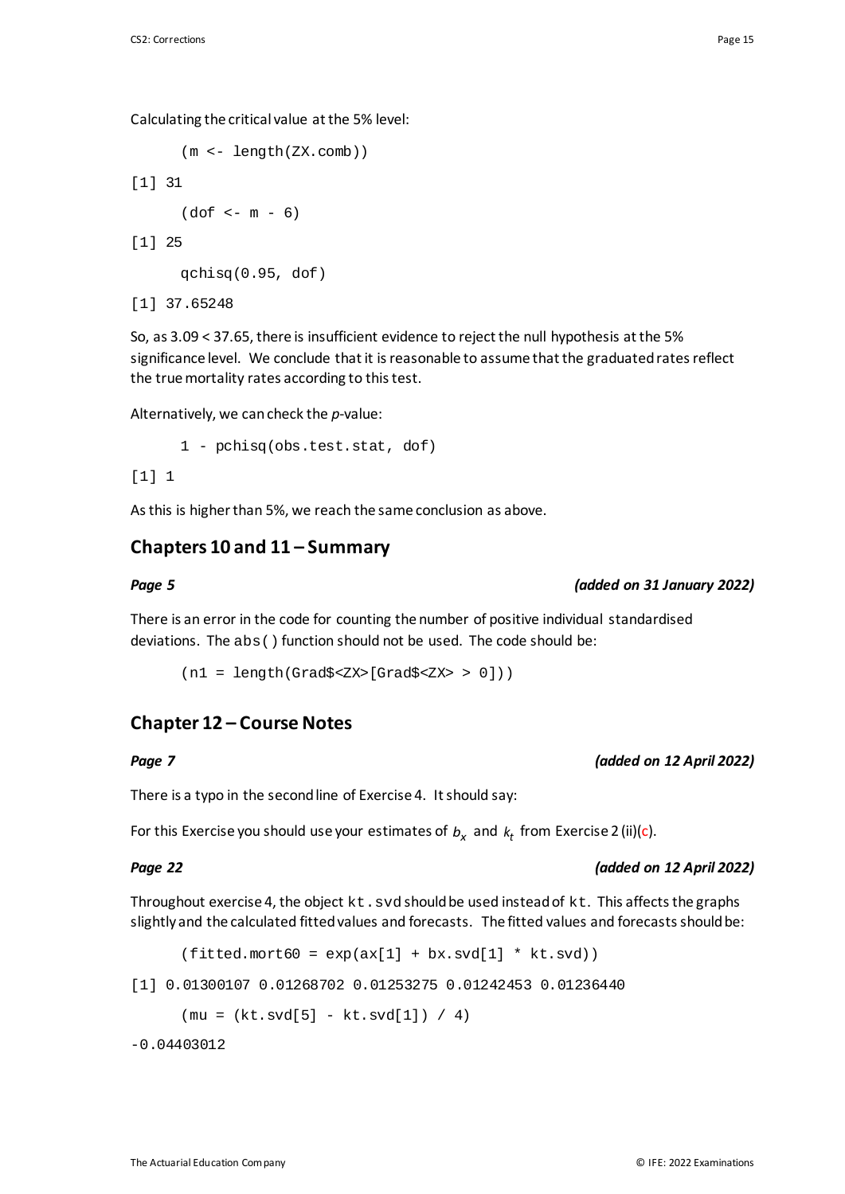Calculating the critical value at the 5% level:

```
(m <- length(ZX.comb))
[1] 31
(dof <- m - 6)
[1] 25
qchisq(0.95, dof)
[1] 37.65248
```

So, as 3.09 < 37.65, there is insufficient evidence to reject the null hypothesis at the 5% significance level. We conclude that it is reasonable to assume that the graduated rates reflect the true mortality rates according to this test.

Alternatively, we can check the *p*-value:

```
1 - pchisq(obs.test.stat, dof)
[1] 1
```

As this is higher than 5%, we reach the same conclusion as above.

## Chapters 10 and 11 – Summary

***Page 5*** ***(added on 31 January 2022)***

There is an error in the code for counting the number of positive individual standardised deviations. The `abs()` function should not be used. The code should be:

```
(n1 = length(Grad$<ZX>[Grad$<ZX> > 0]))
```

## Chapter 12 – Course Notes

***Page 7*** ***(added on 12 April 2022)***

There is a typo in the second line of Exercise 4. It should say:

For this Exercise you should use your estimates of $b_x$ and $k_t$ from Exercise 2 (ii)(c).

***Page 22*** ***(added on 12 April 2022)***

Throughout exercise 4, the object `kt.svd` should be used instead of `kt`. This affects the graphs slightly and the calculated fitted values and forecasts. The fitted values and forecasts should be:

```
(fitted.mort60 = exp(ax[1] + bx.svd[1] * kt.svd))
[1] 0.01300107 0.01268702 0.01253275 0.01242453 0.01236440
(mu = (kt.svd[5] - kt.svd[1]) / 4)
-0.04403012
```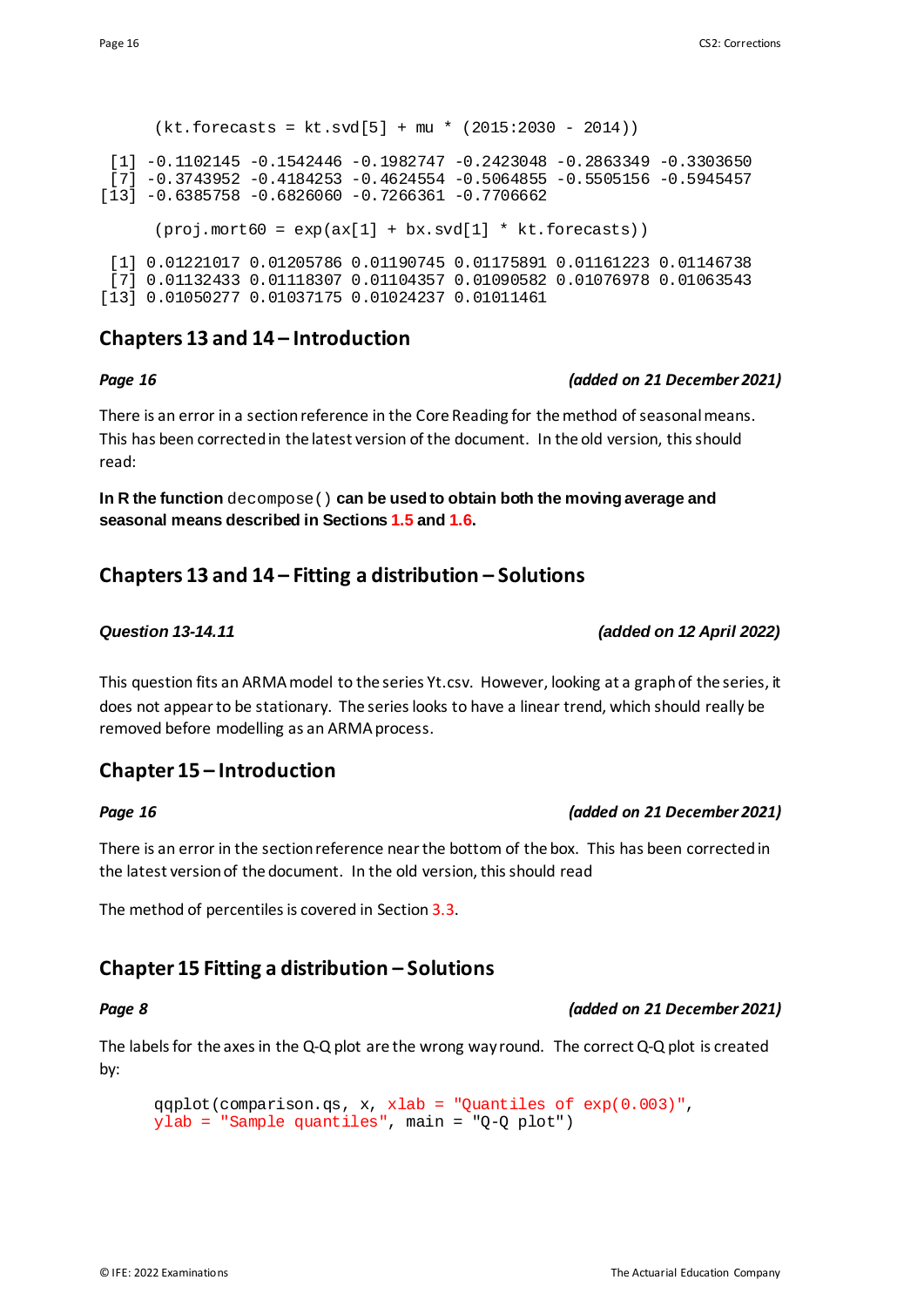```
(kt.forecasts = kt.svd[5] + mu * (2015:2030 - 2014))

 [1] -0.1102145 -0.1542446 -0.1982747 -0.2423048 -0.2863349 -0.3303650
 [7] -0.3743952 -0.4184253 -0.4624554 -0.5064855 -0.5505156 -0.5945457
[13] -0.6385758 -0.6826060 -0.7266361 -0.7706662

(proj.mort60 = exp(ax[1] + bx.svd[1] * kt.forecasts))

 [1] 0.01221017 0.01205786 0.01190745 0.01175891 0.01161223 0.01146738
 [7] 0.01132433 0.01118307 0.01104357 0.01090582 0.01076978 0.01063543
[13] 0.01050277 0.01037175 0.01024237 0.01011461
```

## Chapters 13 and 14 – Introduction

***Page 16*** ***(added on 21 December 2021)***

There is an error in a section reference in the Core Reading for the method of seasonal means. This has been corrected in the latest version of the document. In the old version, this should read:

**In R the function** `decompose()` **can be used to obtain both the moving average and seasonal means described in Sections 1.5 and 1.6.**

## Chapters 13 and 14 – Fitting a distribution – Solutions

***Question 13-14.11*** ***(added on 12 April 2022)***

This question fits an ARMA model to the series Yt.csv. However, looking at a graph of the series, it does not appear to be stationary. The series looks to have a linear trend, which should really be removed before modelling as an ARMA process.

## Chapter 15 – Introduction

***Page 16*** ***(added on 21 December 2021)***

There is an error in the section reference near the bottom of the box. This has been corrected in the latest version of the document. In the old version, this should read

The method of percentiles is covered in Section 3.3.

## Chapter 15 Fitting a distribution – Solutions

***Page 8*** ***(added on 21 December 2021)***

The labels for the axes in the Q-Q plot are the wrong way round. The correct Q-Q plot is created by:

```
qqplot(comparison.qs, x, xlab = "Quantiles of exp(0.003)",
ylab = "Sample quantiles", main = "Q-Q plot")
```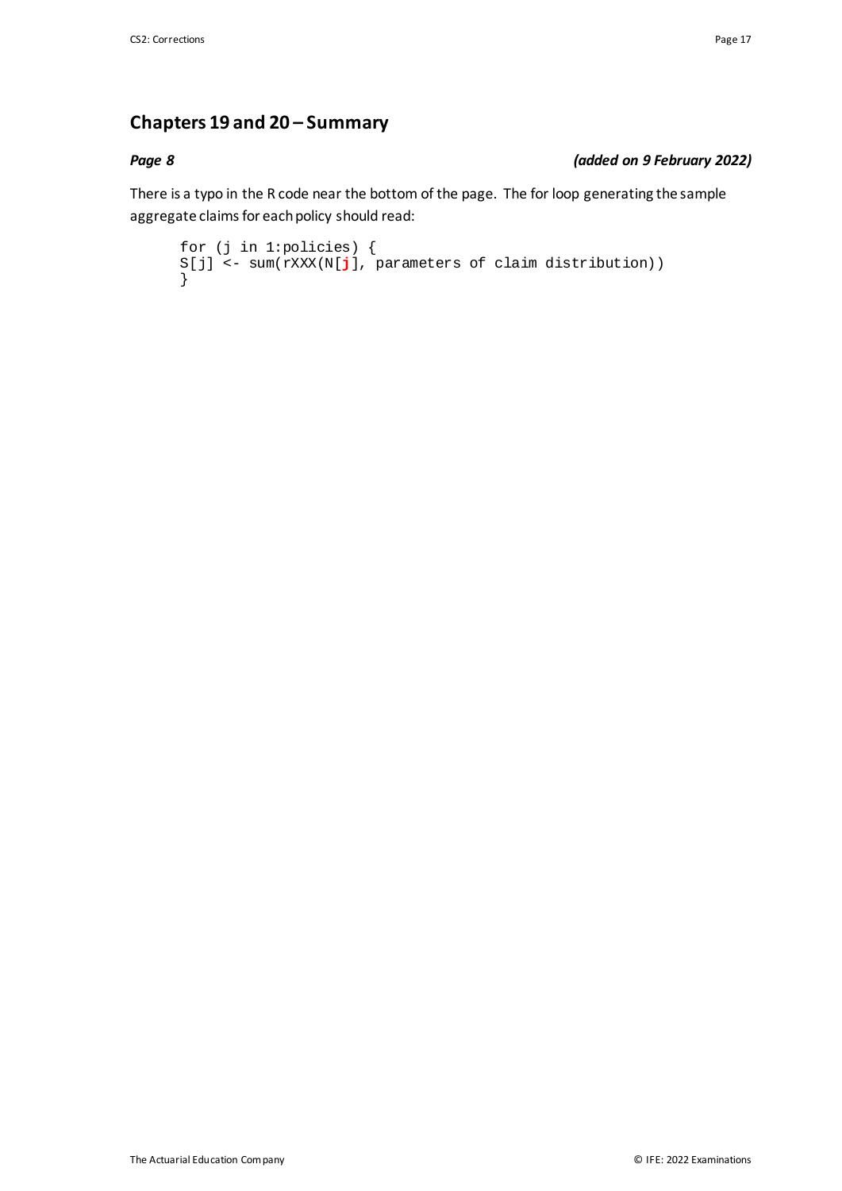## Chapters 19 and 20 – Summary

***Page 8*** ***(added on 9 February 2022)***

There is a typo in the R code near the bottom of the page. The for loop generating the sample aggregate claims for each policy should read:

```
for (j in 1:policies) {
S[j] <- sum(rXXX(N[j], parameters of claim distribution))
}
```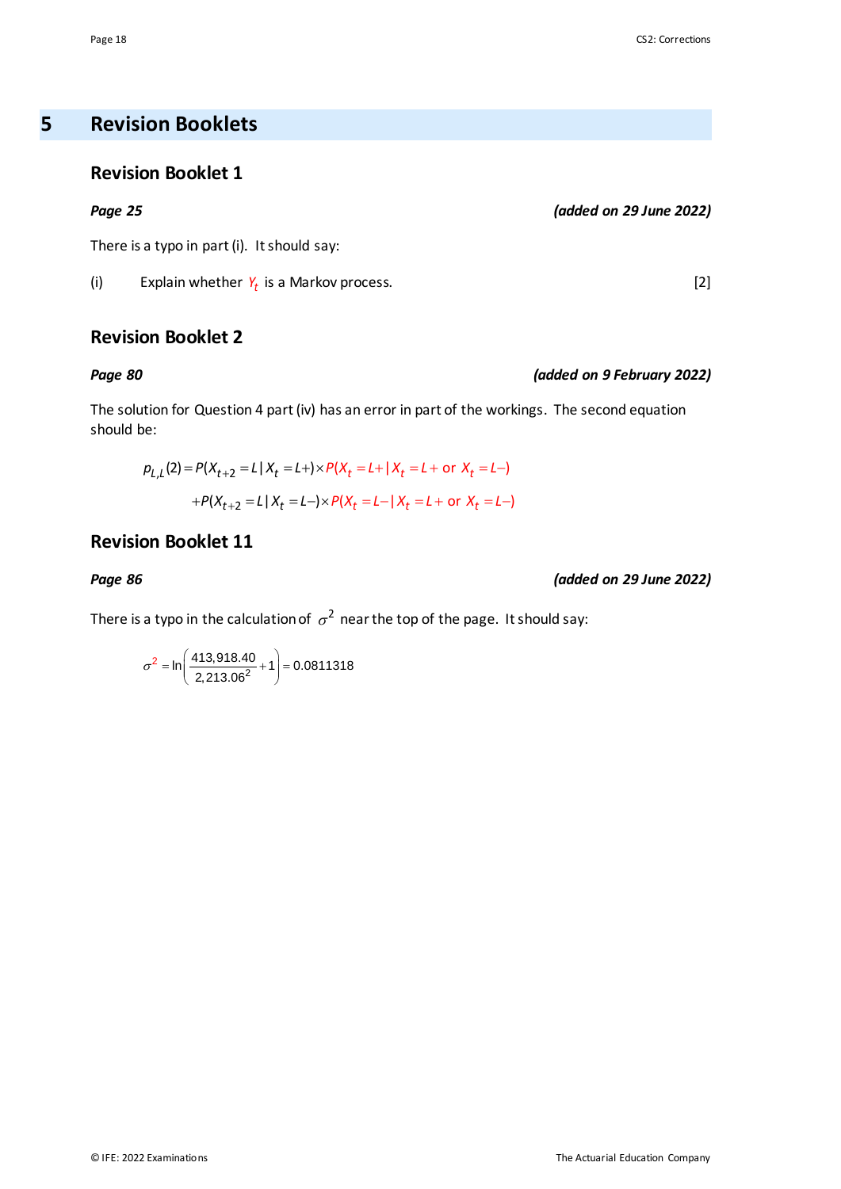# 5 Revision Booklets

## Revision Booklet 1

***Page 25*** ***(added on 29 June 2022)***

There is a typo in part (i). It should say:

(i) Explain whether $Y_t$ is a Markov process. [2]

## Revision Booklet 2

***Page 80*** ***(added on 9 February 2022)***

The solution for Question 4 part (iv) has an error in part of the workings. The second equation should be:

$$
\begin{aligned}
p_{L,L}(2) = {} & P(X_{t+2} = L \mid X_t = L+) \times P(X_t = L+ \mid X_t = L+ \text{ or } X_t = L-) \\
& + P(X_{t+2} = L \mid X_t = L-) \times P(X_t = L- \mid X_t = L+ \text{ or } X_t = L-)
\end{aligned}
$$

## Revision Booklet 11

***Page 86*** ***(added on 29 June 2022)***

There is a typo in the calculation of $\sigma^2$ near the top of the page. It should say:

$$\sigma^2 = \ln\left(\frac{413{,}918.40}{2{,}213.06^2} + 1\right) = 0.0811318$$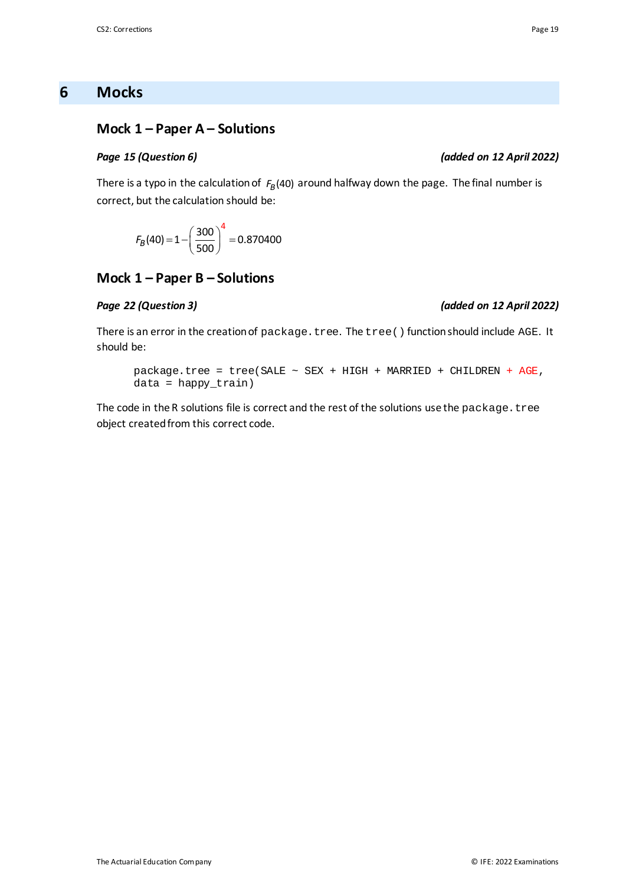# 6 Mocks

## Mock 1 – Paper A – Solutions

### *Page 15 (Question 6)* *(added on 12 April 2022)*

There is a typo in the calculation of $F_B(40)$ around halfway down the page. The final number is correct, but the calculation should be:

$$F_B(40) = 1 - \left(\frac{300}{500}\right)^4 = 0.870400$$

## Mock 1 – Paper B – Solutions

### *Page 22 (Question 3)* *(added on 12 April 2022)*

There is an error in the creation of `package.tree`. The `tree()` function should include AGE. It should be:

```
package.tree = tree(SALE ~ SEX + HIGH + MARRIED + CHILDREN + AGE,
data = happy_train)
```

The code in the R solutions file is correct and the rest of the solutions use the `package.tree` object created from this correct code.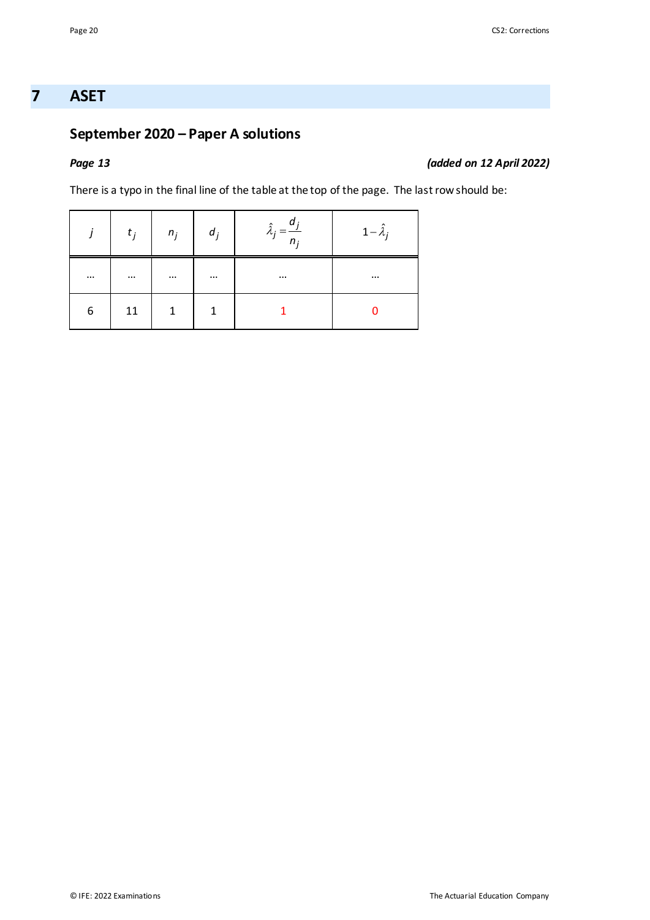# 7 ASET

## September 2020 – Paper A solutions

***Page 13*** ***(added on 12 April 2022)***

There is a typo in the final line of the table at the top of the page. The last row should be:

| $j$ | $t_j$ | $n_j$ | $d_j$ | $\hat{\lambda}_j = \dfrac{d_j}{n_j}$ | $1-\hat{\lambda}_j$ |
|---|---|---|---|---|---|
| … | … | … | … | … | … |
| 6 | 11 | 1 | 1 | 1 | 0 |